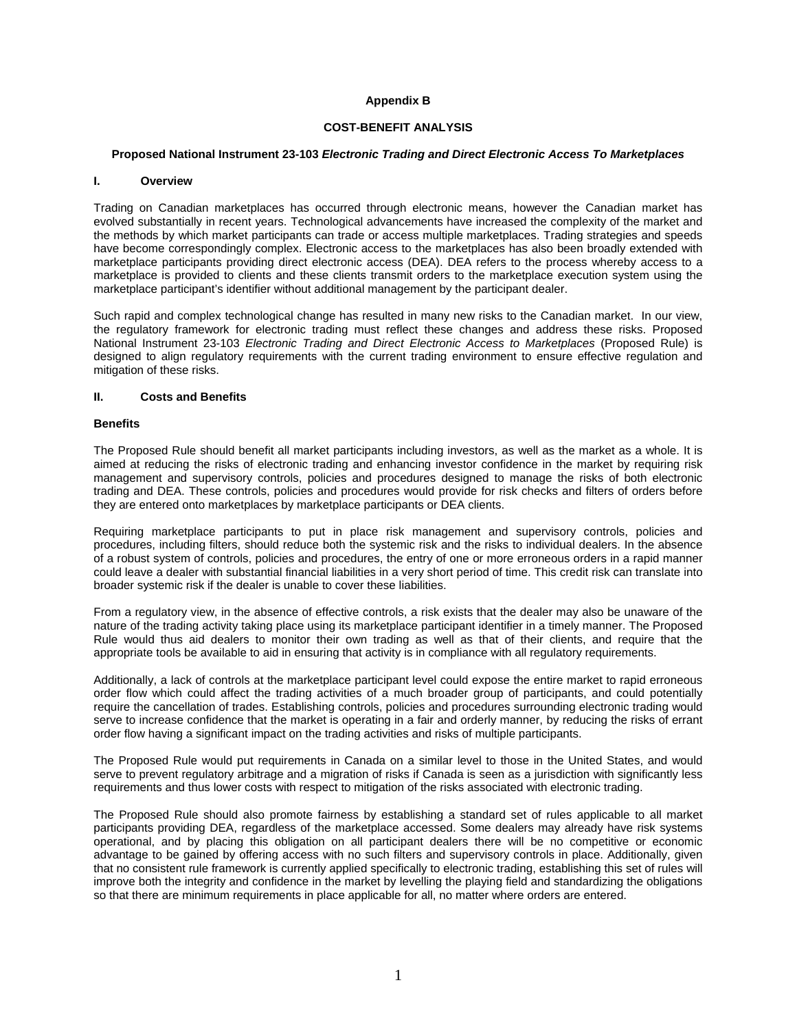**Appendix B**

**COST-BENEFIT ANALYSIS**

**Proposed National Instrument 23-103 *Electronic Trading and Direct Electronic Access To Marketplaces***

## I. Overview

Trading on Canadian marketplaces has occurred through electronic means, however the Canadian market has evolved substantially in recent years. Technological advancements have increased the complexity of the market and the methods by which market participants can trade or access multiple marketplaces. Trading strategies and speeds have become correspondingly complex. Electronic access to the marketplaces has also been broadly extended with marketplace participants providing direct electronic access (DEA). DEA refers to the process whereby access to a marketplace is provided to clients and these clients transmit orders to the marketplace execution system using the marketplace participant's identifier without additional management by the participant dealer.

Such rapid and complex technological change has resulted in many new risks to the Canadian market. In our view, the regulatory framework for electronic trading must reflect these changes and address these risks. Proposed National Instrument 23-103 *Electronic Trading and Direct Electronic Access to Marketplaces* (Proposed Rule) is designed to align regulatory requirements with the current trading environment to ensure effective regulation and mitigation of these risks.

## II. Costs and Benefits

### Benefits

The Proposed Rule should benefit all market participants including investors, as well as the market as a whole. It is aimed at reducing the risks of electronic trading and enhancing investor confidence in the market by requiring risk management and supervisory controls, policies and procedures designed to manage the risks of both electronic trading and DEA. These controls, policies and procedures would provide for risk checks and filters of orders before they are entered onto marketplaces by marketplace participants or DEA clients.

Requiring marketplace participants to put in place risk management and supervisory controls, policies and procedures, including filters, should reduce both the systemic risk and the risks to individual dealers. In the absence of a robust system of controls, policies and procedures, the entry of one or more erroneous orders in a rapid manner could leave a dealer with substantial financial liabilities in a very short period of time. This credit risk can translate into broader systemic risk if the dealer is unable to cover these liabilities.

From a regulatory view, in the absence of effective controls, a risk exists that the dealer may also be unaware of the nature of the trading activity taking place using its marketplace participant identifier in a timely manner. The Proposed Rule would thus aid dealers to monitor their own trading as well as that of their clients, and require that the appropriate tools be available to aid in ensuring that activity is in compliance with all regulatory requirements.

Additionally, a lack of controls at the marketplace participant level could expose the entire market to rapid erroneous order flow which could affect the trading activities of a much broader group of participants, and could potentially require the cancellation of trades. Establishing controls, policies and procedures surrounding electronic trading would serve to increase confidence that the market is operating in a fair and orderly manner, by reducing the risks of errant order flow having a significant impact on the trading activities and risks of multiple participants.

The Proposed Rule would put requirements in Canada on a similar level to those in the United States, and would serve to prevent regulatory arbitrage and a migration of risks if Canada is seen as a jurisdiction with significantly less requirements and thus lower costs with respect to mitigation of the risks associated with electronic trading.

The Proposed Rule should also promote fairness by establishing a standard set of rules applicable to all market participants providing DEA, regardless of the marketplace accessed. Some dealers may already have risk systems operational, and by placing this obligation on all participant dealers there will be no competitive or economic advantage to be gained by offering access with no such filters and supervisory controls in place. Additionally, given that no consistent rule framework is currently applied specifically to electronic trading, establishing this set of rules will improve both the integrity and confidence in the market by levelling the playing field and standardizing the obligations so that there are minimum requirements in place applicable for all, no matter where orders are entered.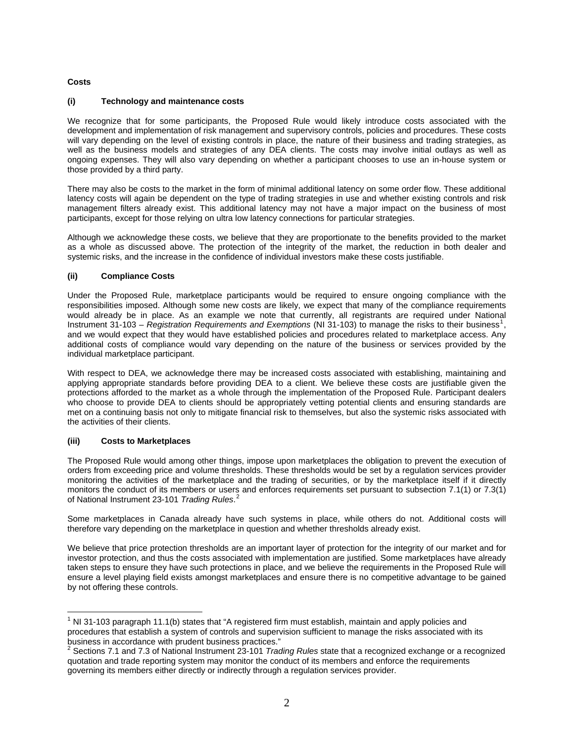**Costs**

**(i) Technology and maintenance costs**

We recognize that for some participants, the Proposed Rule would likely introduce costs associated with the development and implementation of risk management and supervisory controls, policies and procedures. These costs will vary depending on the level of existing controls in place, the nature of their business and trading strategies, as well as the business models and strategies of any DEA clients. The costs may involve initial outlays as well as ongoing expenses. They will also vary depending on whether a participant chooses to use an in-house system or those provided by a third party.

There may also be costs to the market in the form of minimal additional latency on some order flow. These additional latency costs will again be dependent on the type of trading strategies in use and whether existing controls and risk management filters already exist. This additional latency may not have a major impact on the business of most participants, except for those relying on ultra low latency connections for particular strategies.

Although we acknowledge these costs, we believe that they are proportionate to the benefits provided to the market as a whole as discussed above. The protection of the integrity of the market, the reduction in both dealer and systemic risks, and the increase in the confidence of individual investors make these costs justifiable.

**(ii) Compliance Costs**

Under the Proposed Rule, marketplace participants would be required to ensure ongoing compliance with the responsibilities imposed. Although some new costs are likely, we expect that many of the compliance requirements would already be in place. As an example we note that currently, all registrants are required under National Instrument 31-103 – *Registration Requirements and Exemptions* (NI 31-103) to manage the risks to their business[1], and we would expect that they would have established policies and procedures related to marketplace access. Any additional costs of compliance would vary depending on the nature of the business or services provided by the individual marketplace participant.

With respect to DEA, we acknowledge there may be increased costs associated with establishing, maintaining and applying appropriate standards before providing DEA to a client. We believe these costs are justifiable given the protections afforded to the market as a whole through the implementation of the Proposed Rule. Participant dealers who choose to provide DEA to clients should be appropriately vetting potential clients and ensuring standards are met on a continuing basis not only to mitigate financial risk to themselves, but also the systemic risks associated with the activities of their clients.

**(iii) Costs to Marketplaces**

The Proposed Rule would among other things, impose upon marketplaces the obligation to prevent the execution of orders from exceeding price and volume thresholds. These thresholds would be set by a regulation services provider monitoring the activities of the marketplace and the trading of securities, or by the marketplace itself if it directly monitors the conduct of its members or users and enforces requirements set pursuant to subsection 7.1(1) or 7.3(1) of National Instrument 23-101 *Trading Rules*.[2]

Some marketplaces in Canada already have such systems in place, while others do not. Additional costs will therefore vary depending on the marketplace in question and whether thresholds already exist.

We believe that price protection thresholds are an important layer of protection for the integrity of our market and for investor protection, and thus the costs associated with implementation are justified. Some marketplaces have already taken steps to ensure they have such protections in place, and we believe the requirements in the Proposed Rule will ensure a level playing field exists amongst marketplaces and ensure there is no competitive advantage to be gained by not offering these controls.

---

[1] NI 31-103 paragraph 11.1(b) states that "A registered firm must establish, maintain and apply policies and procedures that establish a system of controls and supervision sufficient to manage the risks associated with its business in accordance with prudent business practices."

[2] Sections 7.1 and 7.3 of National Instrument 23-101 *Trading Rules* state that a recognized exchange or a recognized quotation and trade reporting system may monitor the conduct of its members and enforce the requirements governing its members either directly or indirectly through a regulation services provider.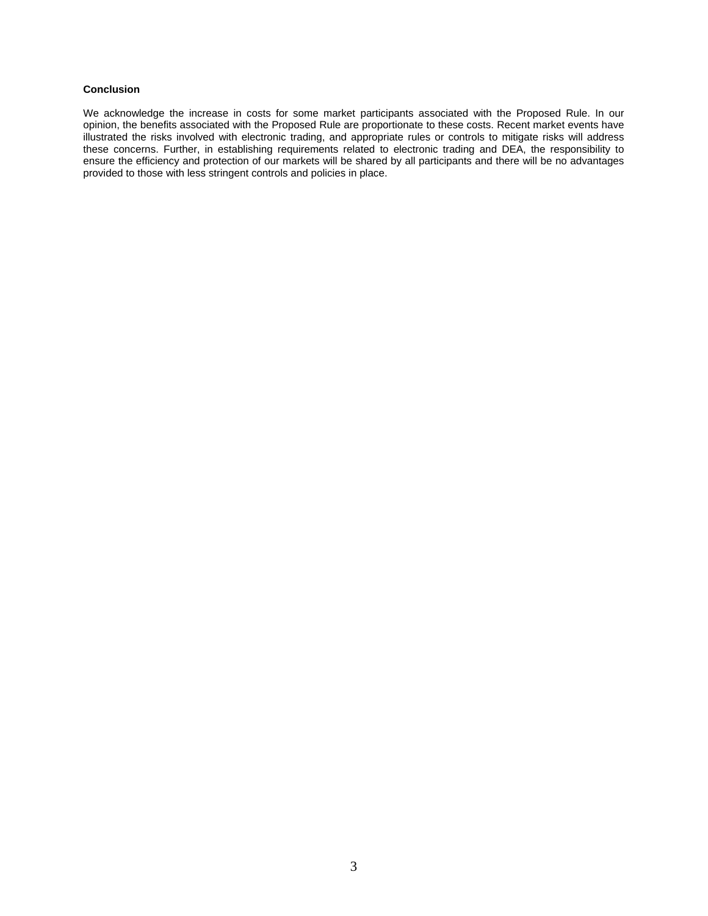**Conclusion**

We acknowledge the increase in costs for some market participants associated with the Proposed Rule. In our opinion, the benefits associated with the Proposed Rule are proportionate to these costs. Recent market events have illustrated the risks involved with electronic trading, and appropriate rules or controls to mitigate risks will address these concerns. Further, in establishing requirements related to electronic trading and DEA, the responsibility to ensure the efficiency and protection of our markets will be shared by all participants and there will be no advantages provided to those with less stringent controls and policies in place.